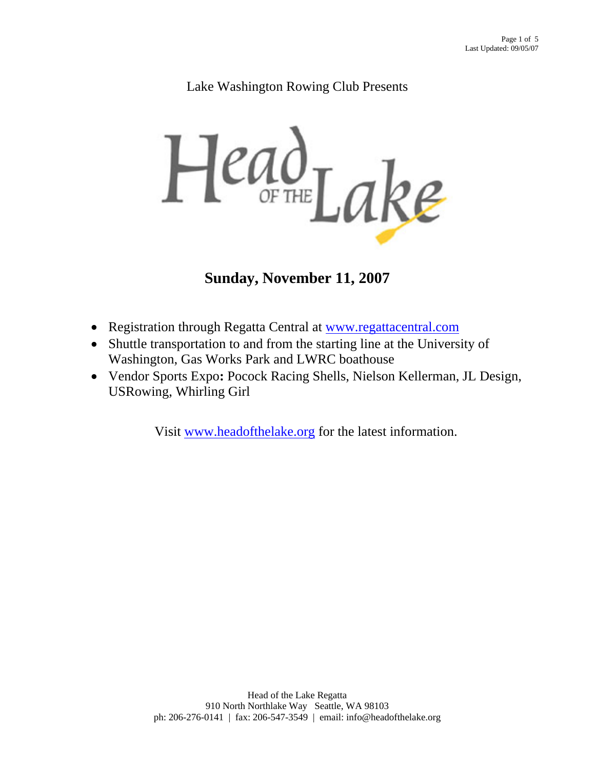Lake Washington Rowing Club Presents

# Head of the Lake

## Sunday, November 11, 2007

- Registration through Regatta Central at www.regattacentral.com
- Shuttle transportation to and from the starting line at the University of Washington, Gas Works Park and LWRC boathouse
- Vendor Sports Expo**:** Pocock Racing Shells, Nielson Kellerman, JL Design, USRowing, Whirling Girl

Visit www.headofthelake.org for the latest information.

Head of the Lake Regatta
910 North Northlake Way Seattle, WA 98103
ph: 206-276-0141 | fax: 206-547-3549 | email: info@headofthelake.org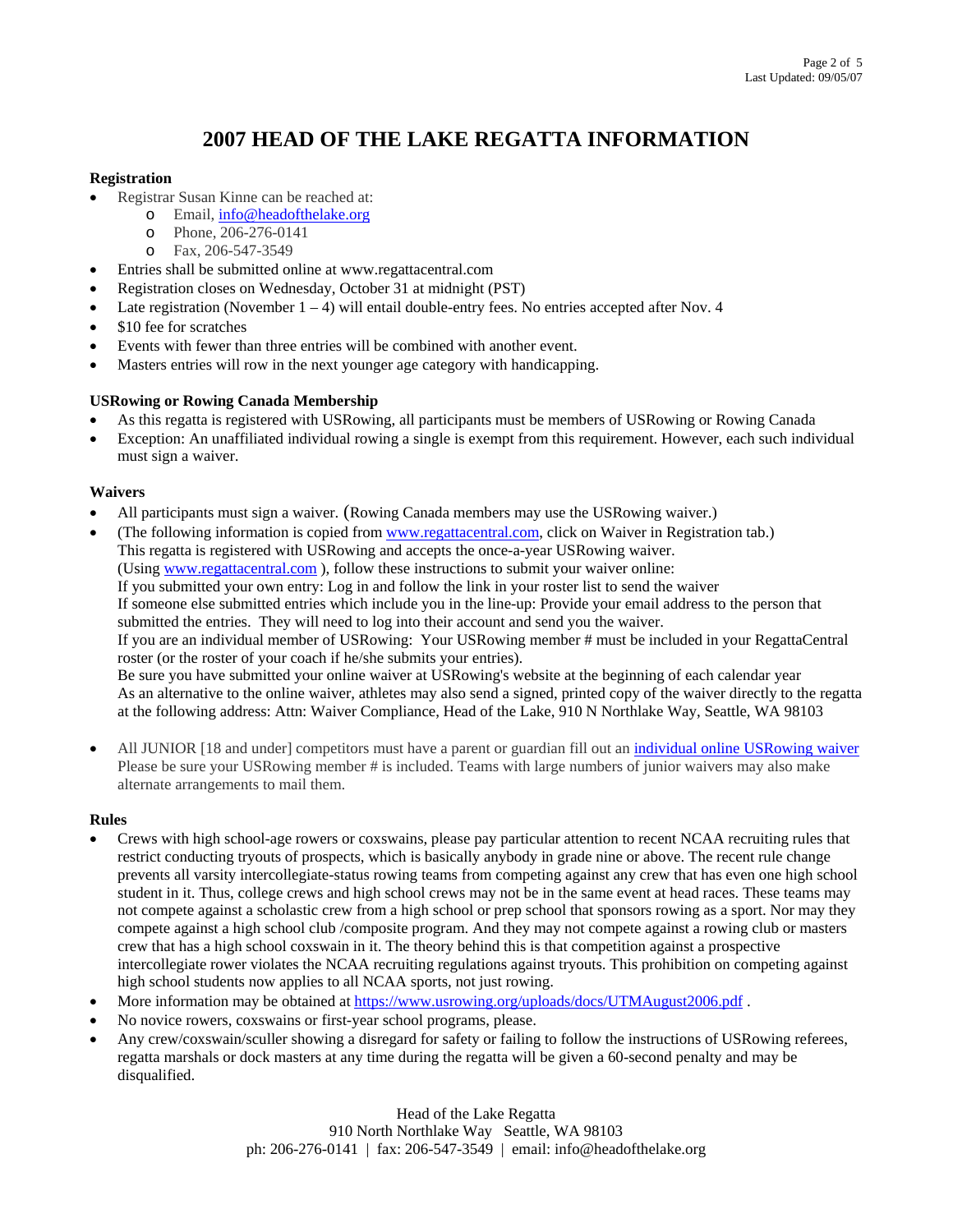# 2007 HEAD OF THE LAKE REGATTA INFORMATION

**Registration**

- Registrar Susan Kinne can be reached at:
  - Email, info@headofthelake.org
  - Phone, 206-276-0141
  - Fax, 206-547-3549
- Entries shall be submitted online at www.regattacentral.com
- Registration closes on Wednesday, October 31 at midnight (PST)
- Late registration (November 1 – 4) will entail double-entry fees. No entries accepted after Nov. 4
- $10 fee for scratches
- Events with fewer than three entries will be combined with another event.
- Masters entries will row in the next younger age category with handicapping.

**USRowing or Rowing Canada Membership**

- As this regatta is registered with USRowing, all participants must be members of USRowing or Rowing Canada
- Exception: An unaffiliated individual rowing a single is exempt from this requirement. However, each such individual must sign a waiver.

**Waivers**

- All participants must sign a waiver. (Rowing Canada members may use the USRowing waiver.)
- (The following information is copied from www.regattacentral.com, click on Waiver in Registration tab.)
  This regatta is registered with USRowing and accepts the once-a-year USRowing waiver.
  (Using www.regattacentral.com ), follow these instructions to submit your waiver online:
  If you submitted your own entry: Log in and follow the link in your roster list to send the waiver
  If someone else submitted entries which include you in the line-up: Provide your email address to the person that submitted the entries. They will need to log into their account and send you the waiver.
  If you are an individual member of USRowing: Your USRowing member # must be included in your RegattaCentral roster (or the roster of your coach if he/she submits your entries).
  Be sure you have submitted your online waiver at USRowing's website at the beginning of each calendar year
  As an alternative to the online waiver, athletes may also send a signed, printed copy of the waiver directly to the regatta at the following address: Attn: Waiver Compliance, Head of the Lake, 910 N Northlake Way, Seattle, WA 98103

- All JUNIOR [18 and under] competitors must have a parent or guardian fill out an individual online USRowing waiver Please be sure your USRowing member # is included. Teams with large numbers of junior waivers may also make alternate arrangements to mail them.

**Rules**

- Crews with high school-age rowers or coxswains, please pay particular attention to recent NCAA recruiting rules that restrict conducting tryouts of prospects, which is basically anybody in grade nine or above. The recent rule change prevents all varsity intercollegiate-status rowing teams from competing against any crew that has even one high school student in it. Thus, college crews and high school crews may not be in the same event at head races. These teams may not compete against a scholastic crew from a high school or prep school that sponsors rowing as a sport. Nor may they compete against a high school club /composite program. And they may not compete against a rowing club or masters crew that has a high school coxswain in it. The theory behind this is that competition against a prospective intercollegiate rower violates the NCAA recruiting regulations against tryouts. This prohibition on competing against high school students now applies to all NCAA sports, not just rowing.
- More information may be obtained at https://www.usrowing.org/uploads/docs/UTMAugust2006.pdf .
- No novice rowers, coxswains or first-year school programs, please.
- Any crew/coxswain/sculler showing a disregard for safety or failing to follow the instructions of USRowing referees, regatta marshals or dock masters at any time during the regatta will be given a 60-second penalty and may be disqualified.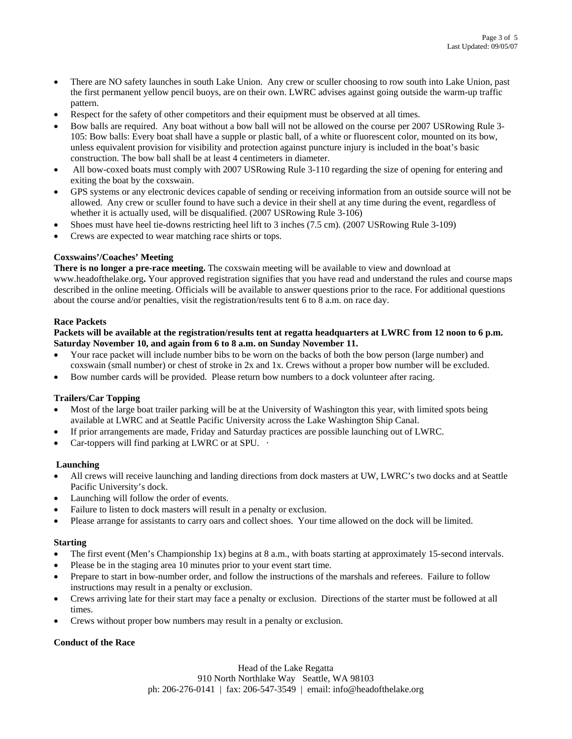- There are NO safety launches in south Lake Union. Any crew or sculler choosing to row south into Lake Union, past the first permanent yellow pencil buoys, are on their own. LWRC advises against going outside the warm-up traffic pattern.
- Respect for the safety of other competitors and their equipment must be observed at all times.
- Bow balls are required. Any boat without a bow ball will not be allowed on the course per 2007 USRowing Rule 3-105: Bow balls: Every boat shall have a supple or plastic ball, of a white or fluorescent color, mounted on its bow, unless equivalent provision for visibility and protection against puncture injury is included in the boat's basic construction. The bow ball shall be at least 4 centimeters in diameter.
- All bow-coxed boats must comply with 2007 USRowing Rule 3-110 regarding the size of opening for entering and exiting the boat by the coxswain.
- GPS systems or any electronic devices capable of sending or receiving information from an outside source will not be allowed. Any crew or sculler found to have such a device in their shell at any time during the event, regardless of whether it is actually used, will be disqualified. (2007 USRowing Rule 3-106)
- Shoes must have heel tie-downs restricting heel lift to 3 inches (7.5 cm). (2007 USRowing Rule 3-109)
- Crews are expected to wear matching race shirts or tops.

**Coxswains'/Coaches' Meeting**

**There is no longer a pre-race meeting.** The coxswain meeting will be available to view and download at www.headofthelake.org**.** Your approved registration signifies that you have read and understand the rules and course maps described in the online meeting. Officials will be available to answer questions prior to the race. For additional questions about the course and/or penalties, visit the registration/results tent 6 to 8 a.m. on race day.

**Race Packets**

**Packets will be available at the registration/results tent at regatta headquarters at LWRC from 12 noon to 6 p.m. Saturday November 10, and again from 6 to 8 a.m. on Sunday November 11.**

- Your race packet will include number bibs to be worn on the backs of both the bow person (large number) and coxswain (small number) or chest of stroke in 2x and 1x. Crews without a proper bow number will be excluded.
- Bow number cards will be provided. Please return bow numbers to a dock volunteer after racing.

**Trailers/Car Topping**

- Most of the large boat trailer parking will be at the University of Washington this year, with limited spots being available at LWRC and at Seattle Pacific University across the Lake Washington Ship Canal.
- If prior arrangements are made, Friday and Saturday practices are possible launching out of LWRC.
- Car-toppers will find parking at LWRC or at SPU.

**Launching**

- All crews will receive launching and landing directions from dock masters at UW, LWRC's two docks and at Seattle Pacific University's dock.
- Launching will follow the order of events.
- Failure to listen to dock masters will result in a penalty or exclusion.
- Please arrange for assistants to carry oars and collect shoes. Your time allowed on the dock will be limited.

**Starting**

- The first event (Men's Championship 1x) begins at 8 a.m., with boats starting at approximately 15-second intervals.
- Please be in the staging area 10 minutes prior to your event start time.
- Prepare to start in bow-number order, and follow the instructions of the marshals and referees. Failure to follow instructions may result in a penalty or exclusion.
- Crews arriving late for their start may face a penalty or exclusion. Directions of the starter must be followed at all times.
- Crews without proper bow numbers may result in a penalty or exclusion.

**Conduct of the Race**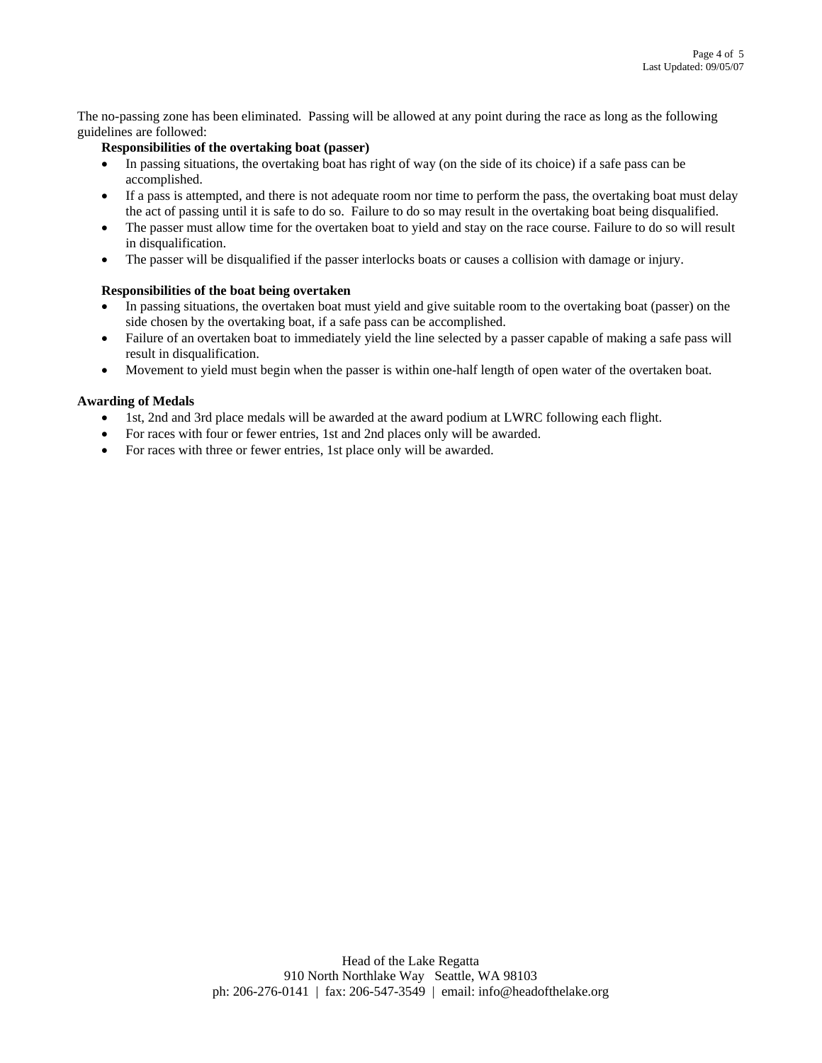The no-passing zone has been eliminated. Passing will be allowed at any point during the race as long as the following guidelines are followed:

**Responsibilities of the overtaking boat (passer)**

- In passing situations, the overtaking boat has right of way (on the side of its choice) if a safe pass can be accomplished.
- If a pass is attempted, and there is not adequate room nor time to perform the pass, the overtaking boat must delay the act of passing until it is safe to do so. Failure to do so may result in the overtaking boat being disqualified.
- The passer must allow time for the overtaken boat to yield and stay on the race course. Failure to do so will result in disqualification.
- The passer will be disqualified if the passer interlocks boats or causes a collision with damage or injury.

**Responsibilities of the boat being overtaken**

- In passing situations, the overtaken boat must yield and give suitable room to the overtaking boat (passer) on the side chosen by the overtaking boat, if a safe pass can be accomplished.
- Failure of an overtaken boat to immediately yield the line selected by a passer capable of making a safe pass will result in disqualification.
- Movement to yield must begin when the passer is within one-half length of open water of the overtaken boat.

**Awarding of Medals**

- 1st, 2nd and 3rd place medals will be awarded at the award podium at LWRC following each flight.
- For races with four or fewer entries, 1st and 2nd places only will be awarded.
- For races with three or fewer entries, 1st place only will be awarded.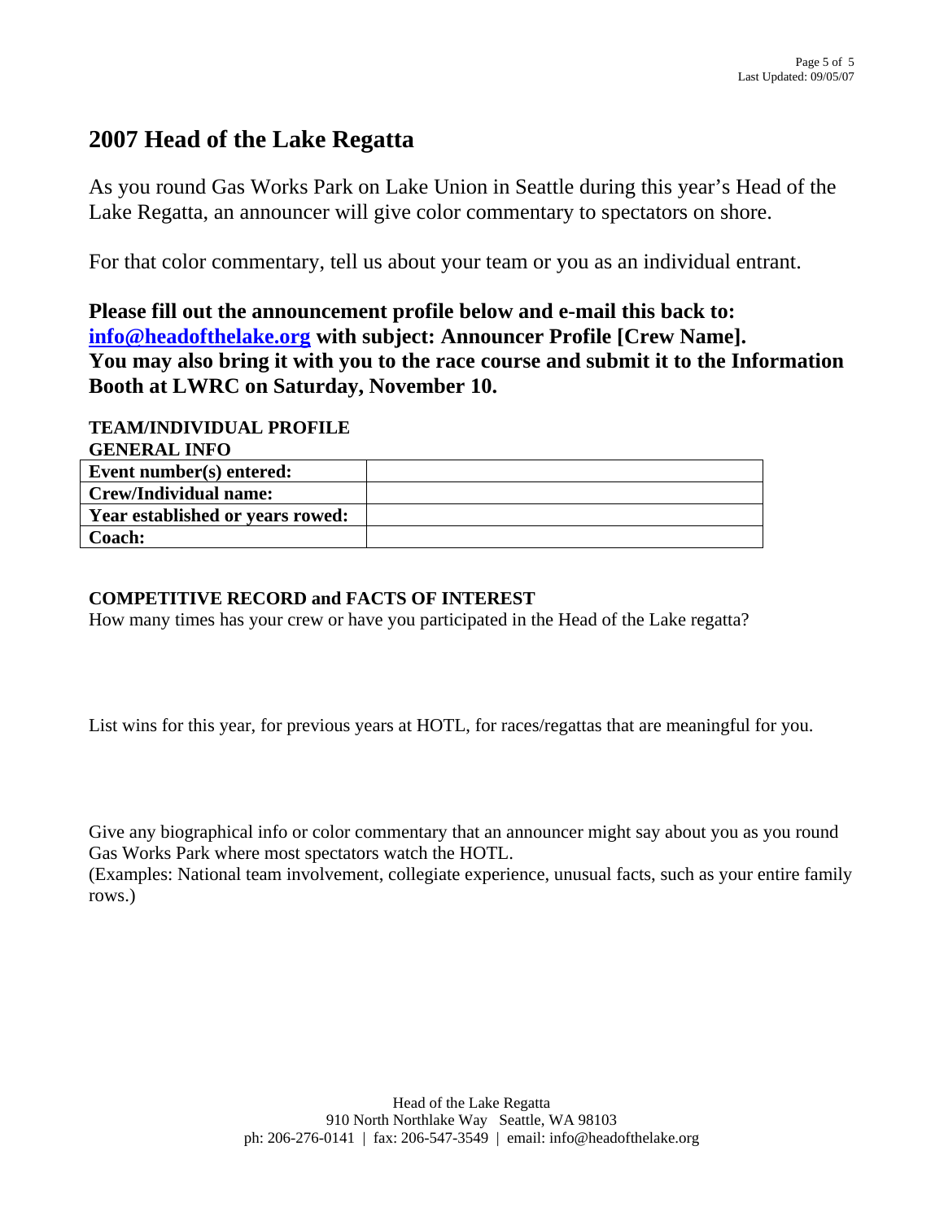# 2007 Head of the Lake Regatta

As you round Gas Works Park on Lake Union in Seattle during this year's Head of the Lake Regatta, an announcer will give color commentary to spectators on shore.

For that color commentary, tell us about your team or you as an individual entrant.

**Please fill out the announcement profile below and e-mail this back to: info@headofthelake.org with subject: Announcer Profile [Crew Name]. You may also bring it with you to the race course and submit it to the Information Booth at LWRC on Saturday, November 10.**

**TEAM/INDIVIDUAL PROFILE**

**GENERAL INFO**

| | |
|---|---|
| **Event number(s) entered:** | |
| **Crew/Individual name:** | |
| **Year established or years rowed:** | |
| **Coach:** | |

**COMPETITIVE RECORD and FACTS OF INTEREST**

How many times has your crew or have you participated in the Head of the Lake regatta?

List wins for this year, for previous years at HOTL, for races/regattas that are meaningful for you.

Give any biographical info or color commentary that an announcer might say about you as you round Gas Works Park where most spectators watch the HOTL.
(Examples: National team involvement, collegiate experience, unusual facts, such as your entire family rows.)

Head of the Lake Regatta
910 North Northlake Way Seattle, WA 98103
ph: 206-276-0141 | fax: 206-547-3549 | email: info@headofthelake.org